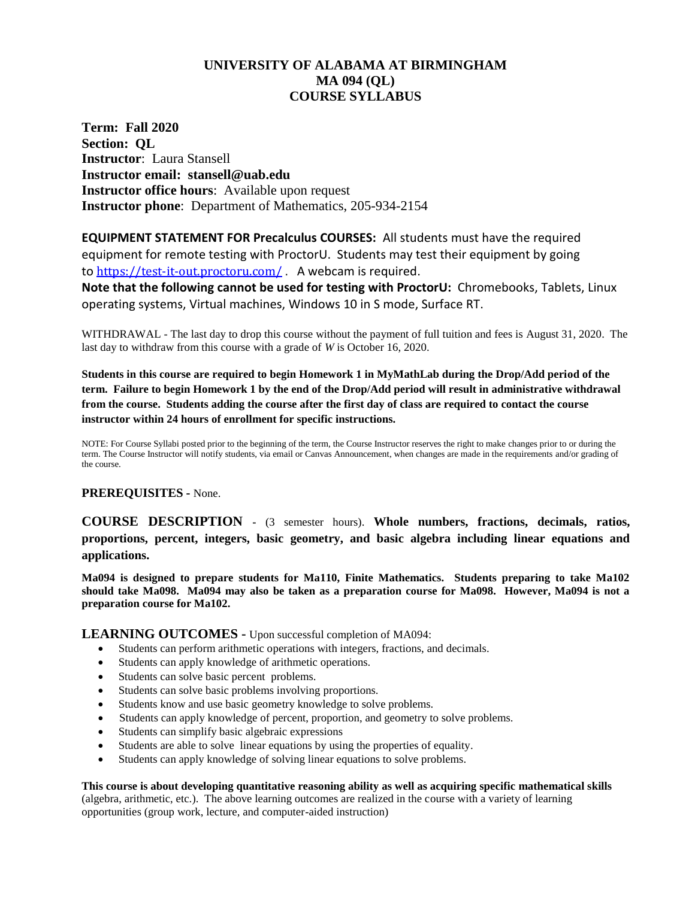# UNIVERSITY OF ALABAMA AT BIRMINGHAM
# MA 094 (QL)
# COURSE SYLLABUS

**Term: Fall 2020**
**Section: QL**
**Instructor**: Laura Stansell
**Instructor email: stansell@uab.edu**
**Instructor office hours**: Available upon request
**Instructor phone**: Department of Mathematics, 205-934-2154

**EQUIPMENT STATEMENT FOR Precalculus COURSES:** All students must have the required equipment for remote testing with ProctorU. Students may test their equipment by going to https://test-it-out.proctoru.com/ . A webcam is required.
**Note that the following cannot be used for testing with ProctorU:** Chromebooks, Tablets, Linux operating systems, Virtual machines, Windows 10 in S mode, Surface RT.

WITHDRAWAL - The last day to drop this course without the payment of full tuition and fees is August 31, 2020. The last day to withdraw from this course with a grade of *W* is October 16, 2020.

**Students in this course are required to begin Homework 1 in MyMathLab during the Drop/Add period of the term. Failure to begin Homework 1 by the end of the Drop/Add period will result in administrative withdrawal from the course. Students adding the course after the first day of class are required to contact the course instructor within 24 hours of enrollment for specific instructions.**

NOTE: For Course Syllabi posted prior to the beginning of the term, the Course Instructor reserves the right to make changes prior to or during the term. The Course Instructor will notify students, via email or Canvas Announcement, when changes are made in the requirements and/or grading of the course.

**PREREQUISITES -** None.

**COURSE DESCRIPTION** - (3 semester hours). **Whole numbers, fractions, decimals, ratios, proportions, percent, integers, basic geometry, and basic algebra including linear equations and applications.**

**Ma094 is designed to prepare students for Ma110, Finite Mathematics. Students preparing to take Ma102 should take Ma098. Ma094 may also be taken as a preparation course for Ma098. However, Ma094 is not a preparation course for Ma102.**

**LEARNING OUTCOMES -** Upon successful completion of MA094:

- Students can perform arithmetic operations with integers, fractions, and decimals.
- Students can apply knowledge of arithmetic operations.
- Students can solve basic percent problems.
- Students can solve basic problems involving proportions.
- Students know and use basic geometry knowledge to solve problems.
- Students can apply knowledge of percent, proportion, and geometry to solve problems.
- Students can simplify basic algebraic expressions
- Students are able to solve linear equations by using the properties of equality.
- Students can apply knowledge of solving linear equations to solve problems.

**This course is about developing quantitative reasoning ability as well as acquiring specific mathematical skills** (algebra, arithmetic, etc.). The above learning outcomes are realized in the course with a variety of learning opportunities (group work, lecture, and computer-aided instruction)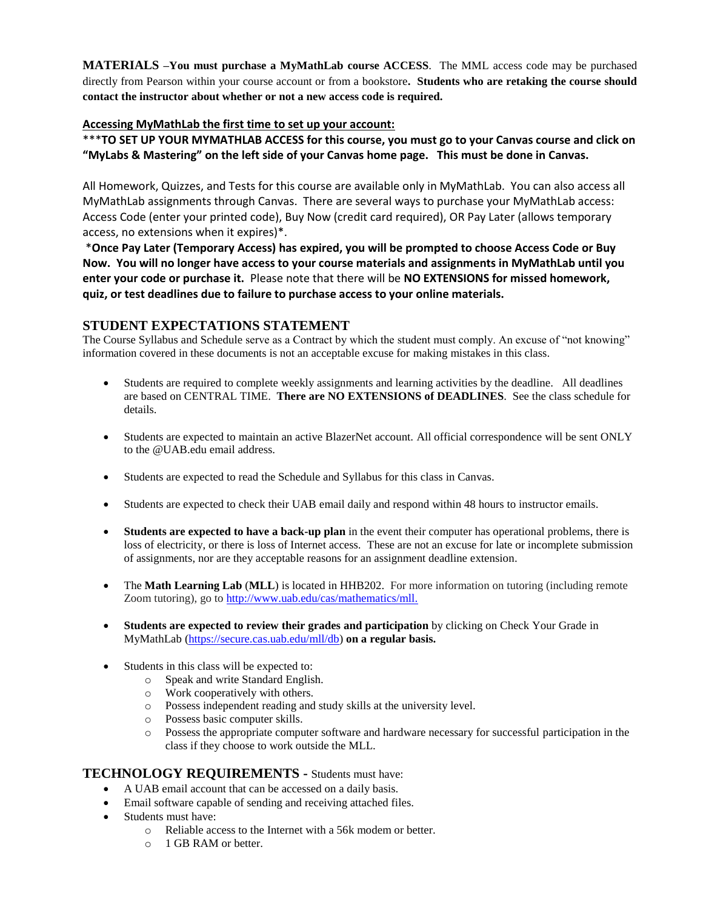**MATERIALS –You must purchase a MyMathLab course ACCESS**. The MML access code may be purchased directly from Pearson within your course account or from a bookstore**. Students who are retaking the course should contact the instructor about whether or not a new access code is required.**

**Accessing MyMathLab the first time to set up your account:**

***__**TO SET UP YOUR MYMATHLAB ACCESS for this course, you must go to your Canvas course and click on "MyLabs & Mastering" on the left side of your Canvas home page. This must be done in Canvas.**__

All Homework, Quizzes, and Tests for this course are available only in MyMathLab. You can also access all MyMathLab assignments through Canvas. There are several ways to purchase your MyMathLab access: Access Code (enter your printed code), Buy Now (credit card required), OR Pay Later (allows temporary access, no extensions when it expires)*.

*__**Once Pay Later (Temporary Access) has expired, you will be prompted to choose Access Code or Buy Now. You will no longer have access to your course materials and assignments in MyMathLab until you enter your code or purchase it.**__ Please note that there will be **NO EXTENSIONS for missed homework, quiz, or test deadlines due to failure to purchase access to your online materials.**

## STUDENT EXPECTATIONS STATEMENT

The Course Syllabus and Schedule serve as a Contract by which the student must comply. An excuse of "not knowing" information covered in these documents is not an acceptable excuse for making mistakes in this class.

- Students are required to complete weekly assignments and learning activities by the deadline. All deadlines are based on CENTRAL TIME. **There are NO EXTENSIONS of DEADLINES**. See the class schedule for details.
- Students are expected to maintain an active BlazerNet account. All official correspondence will be sent ONLY to the @UAB.edu email address.
- Students are expected to read the Schedule and Syllabus for this class in Canvas.
- Students are expected to check their UAB email daily and respond within 48 hours to instructor emails.
- **Students are expected to have a back-up plan** in the event their computer has operational problems, there is loss of electricity, or there is loss of Internet access. These are not an excuse for late or incomplete submission of assignments, nor are they acceptable reasons for an assignment deadline extension.
- The **Math Learning Lab** (**MLL**) is located in HHB202. For more information on tutoring (including remote Zoom tutoring), go to http://www.uab.edu/cas/mathematics/mll.
- **Students are expected to review their grades and participation** by clicking on Check Your Grade in MyMathLab (https://secure.cas.uab.edu/mll/db) **on a regular basis.**
- Students in this class will be expected to:
  - Speak and write Standard English.
  - Work cooperatively with others.
  - Possess independent reading and study skills at the university level.
  - Possess basic computer skills.
  - Possess the appropriate computer software and hardware necessary for successful participation in the class if they choose to work outside the MLL.

## TECHNOLOGY REQUIREMENTS - Students must have:

- A UAB email account that can be accessed on a daily basis.
- Email software capable of sending and receiving attached files.
- Students must have:
  - Reliable access to the Internet with a 56k modem or better.
  - 1 GB RAM or better.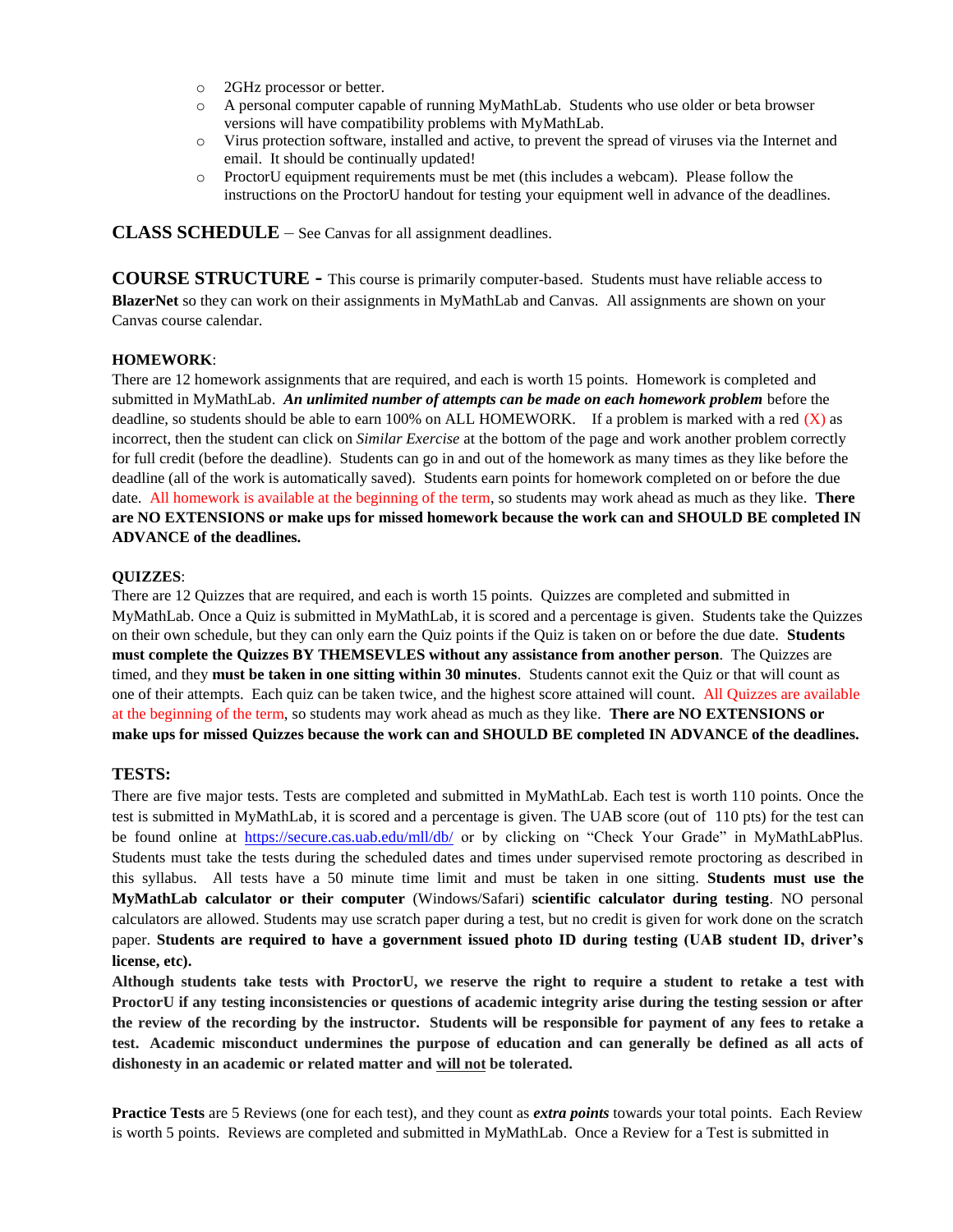- 2GHz processor or better.
- A personal computer capable of running MyMathLab. Students who use older or beta browser versions will have compatibility problems with MyMathLab.
- Virus protection software, installed and active, to prevent the spread of viruses via the Internet and email. It should be continually updated!
- ProctorU equipment requirements must be met (this includes a webcam). Please follow the instructions on the ProctorU handout for testing your equipment well in advance of the deadlines.

## CLASS SCHEDULE – See Canvas for all assignment deadlines.

## COURSE STRUCTURE - This course is primarily computer-based. Students must have reliable access to **BlazerNet** so they can work on their assignments in MyMathLab and Canvas. All assignments are shown on your Canvas course calendar.

**HOMEWORK**:

There are 12 homework assignments that are required, and each is worth 15 points. Homework is completed and submitted in MyMathLab. ***An unlimited number of attempts can be made on each homework problem*** before the deadline, so students should be able to earn 100% on ALL HOMEWORK. If a problem is marked with a red (X) as incorrect, then the student can click on *Similar Exercise* at the bottom of the page and work another problem correctly for full credit (before the deadline). Students can go in and out of the homework as many times as they like before the deadline (all of the work is automatically saved). Students earn points for homework completed on or before the due date. All homework is available at the beginning of the term, so students may work ahead as much as they like. **There are NO EXTENSIONS or make ups for missed homework because the work can and SHOULD BE completed IN ADVANCE of the deadlines.**

**QUIZZES**:

There are 12 Quizzes that are required, and each is worth 15 points. Quizzes are completed and submitted in MyMathLab. Once a Quiz is submitted in MyMathLab, it is scored and a percentage is given. Students take the Quizzes on their own schedule, but they can only earn the Quiz points if the Quiz is taken on or before the due date. **Students must complete the Quizzes BY THEMSEVLES without any assistance from another person**. The Quizzes are timed, and they **must be taken in one sitting within 30 minutes**. Students cannot exit the Quiz or that will count as one of their attempts. Each quiz can be taken twice, and the highest score attained will count. All Quizzes are available at the beginning of the term, so students may work ahead as much as they like. **There are NO EXTENSIONS or make ups for missed Quizzes because the work can and SHOULD BE completed IN ADVANCE of the deadlines.**

### TESTS:

There are five major tests. Tests are completed and submitted in MyMathLab. Each test is worth 110 points. Once the test is submitted in MyMathLab, it is scored and a percentage is given. The UAB score (out of 110 pts) for the test can be found online at https://secure.cas.uab.edu/mll/db/ or by clicking on "Check Your Grade" in MyMathLabPlus. Students must take the tests during the scheduled dates and times under supervised remote proctoring as described in this syllabus. All tests have a 50 minute time limit and must be taken in one sitting. **Students must use the MyMathLab calculator or their computer** (Windows/Safari) **scientific calculator during testing**. NO personal calculators are allowed. Students may use scratch paper during a test, but no credit is given for work done on the scratch paper. **Students are required to have a government issued photo ID during testing (UAB student ID, driver's license, etc).**

**Although students take tests with ProctorU, we reserve the right to require a student to retake a test with ProctorU if any testing inconsistencies or questions of academic integrity arise during the testing session or after the review of the recording by the instructor. Students will be responsible for payment of any fees to retake a test. Academic misconduct undermines the purpose of education and can generally be defined as all acts of dishonesty in an academic or related matter and <u>will not</u> be tolerated.**

**Practice Tests** are 5 Reviews (one for each test), and they count as ***extra points*** towards your total points. Each Review is worth 5 points. Reviews are completed and submitted in MyMathLab. Once a Review for a Test is submitted in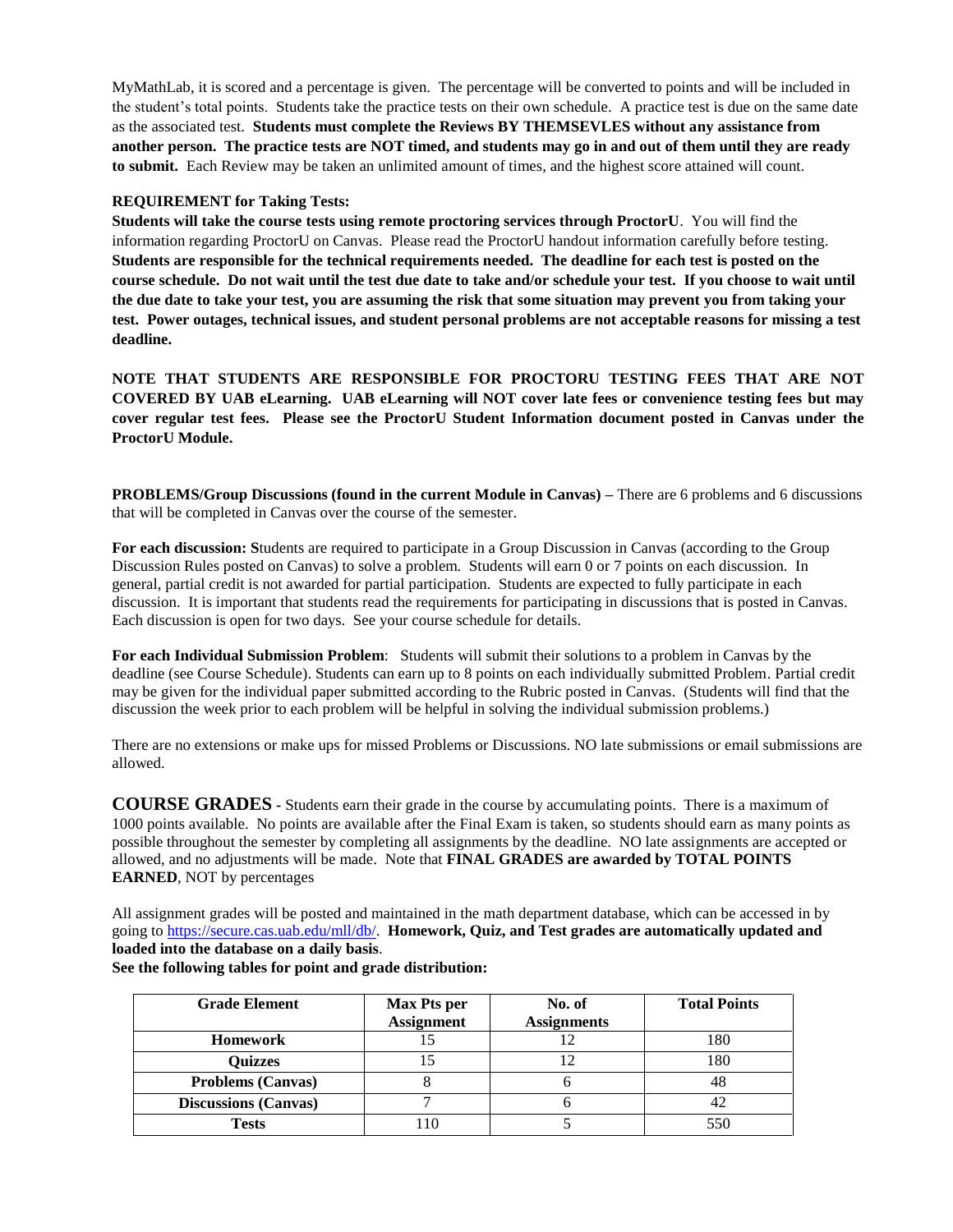MyMathLab, it is scored and a percentage is given. The percentage will be converted to points and will be included in the student's total points. Students take the practice tests on their own schedule. A practice test is due on the same date as the associated test. **Students must complete the Reviews BY THEMSEVLES without any assistance from another person. The practice tests are NOT timed, and students may go in and out of them until they are ready to submit.** Each Review may be taken an unlimited amount of times, and the highest score attained will count.

**REQUIREMENT for Taking Tests:**

**Students will take the course tests using remote proctoring services through ProctorU**. You will find the information regarding ProctorU on Canvas. Please read the ProctorU handout information carefully before testing. **Students are responsible for the technical requirements needed. The deadline for each test is posted on the course schedule. Do not wait until the test due date to take and/or schedule your test. If you choose to wait until the due date to take your test, you are assuming the risk that some situation may prevent you from taking your test. Power outages, technical issues, and student personal problems are not acceptable reasons for missing a test deadline.**

**NOTE THAT STUDENTS ARE RESPONSIBLE FOR PROCTORU TESTING FEES THAT ARE NOT COVERED BY UAB eLearning. UAB eLearning will NOT cover late fees or convenience testing fees but may cover regular test fees. Please see the ProctorU Student Information document posted in Canvas under the ProctorU Module.**

**PROBLEMS/Group Discussions (found in the current Module in Canvas) –** There are 6 problems and 6 discussions that will be completed in Canvas over the course of the semester.

**For each discussion: S**tudents are required to participate in a Group Discussion in Canvas (according to the Group Discussion Rules posted on Canvas) to solve a problem. Students will earn 0 or 7 points on each discussion. In general, partial credit is not awarded for partial participation. Students are expected to fully participate in each discussion. It is important that students read the requirements for participating in discussions that is posted in Canvas. Each discussion is open for two days. See your course schedule for details.

**For each Individual Submission Problem**: Students will submit their solutions to a problem in Canvas by the deadline (see Course Schedule). Students can earn up to 8 points on each individually submitted Problem. Partial credit may be given for the individual paper submitted according to the Rubric posted in Canvas. (Students will find that the discussion the week prior to each problem will be helpful in solving the individual submission problems.)

There are no extensions or make ups for missed Problems or Discussions. NO late submissions or email submissions are allowed.

## COURSE GRADES

**COURSE GRADES** - Students earn their grade in the course by accumulating points. There is a maximum of 1000 points available. No points are available after the Final Exam is taken, so students should earn as many points as possible throughout the semester by completing all assignments by the deadline. NO late assignments are accepted or allowed, and no adjustments will be made. Note that **FINAL GRADES are awarded by TOTAL POINTS EARNED**, NOT by percentages

All assignment grades will be posted and maintained in the math department database, which can be accessed in by going to https://secure.cas.uab.edu/mll/db/. **Homework, Quiz, and Test grades are automatically updated and loaded into the database on a daily basis**.

**See the following tables for point and grade distribution:**

| Grade Element | Max Pts per Assignment | No. of Assignments | Total Points |
|---|---|---|---|
| **Homework** | 15 | 12 | 180 |
| **Quizzes** | 15 | 12 | 180 |
| **Problems (Canvas)** | 8 | 6 | 48 |
| **Discussions (Canvas)** | 7 | 6 | 42 |
| **Tests** | 110 | 5 | 550 |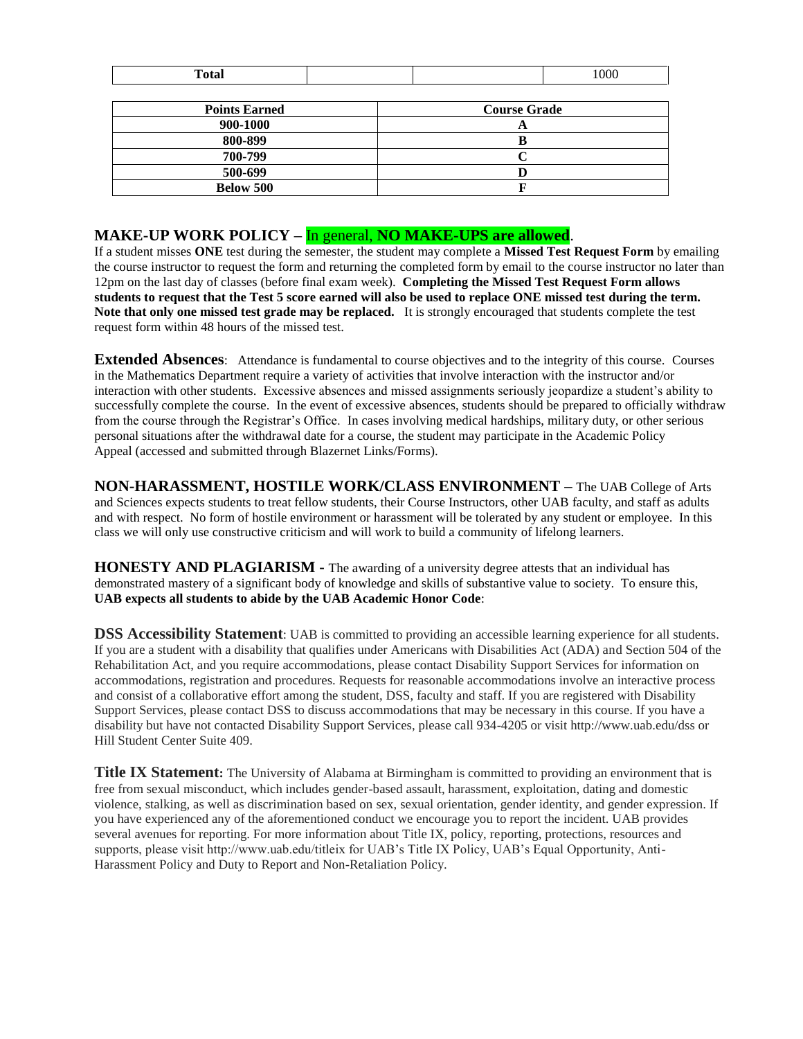| Total | | | 1000 |
|---|---|---|---|

| Points Earned | Course Grade |
|---|---|
| 900-1000 | A |
| 800-899 | B |
| 700-799 | C |
| 500-699 | D |
| Below 500 | F |

**MAKE-UP WORK POLICY** – In general, **NO MAKE-UPS are allowed**.

If a student misses **ONE** test during the semester, the student may complete a **Missed Test Request Form** by emailing the course instructor to request the form and returning the completed form by email to the course instructor no later than 12pm on the last day of classes (before final exam week). **Completing the Missed Test Request Form allows students to request that the Test 5 score earned will also be used to replace ONE missed test during the term. Note that only one missed test grade may be replaced.** It is strongly encouraged that students complete the test request form within 48 hours of the missed test.

**Extended Absences**: Attendance is fundamental to course objectives and to the integrity of this course. Courses in the Mathematics Department require a variety of activities that involve interaction with the instructor and/or interaction with other students. Excessive absences and missed assignments seriously jeopardize a student's ability to successfully complete the course. In the event of excessive absences, students should be prepared to officially withdraw from the course through the Registrar's Office. In cases involving medical hardships, military duty, or other serious personal situations after the withdrawal date for a course, the student may participate in the Academic Policy Appeal (accessed and submitted through Blazernet Links/Forms).

**NON-HARASSMENT, HOSTILE WORK/CLASS ENVIRONMENT** – The UAB College of Arts and Sciences expects students to treat fellow students, their Course Instructors, other UAB faculty, and staff as adults and with respect. No form of hostile environment or harassment will be tolerated by any student or employee. In this class we will only use constructive criticism and will work to build a community of lifelong learners.

**HONESTY AND PLAGIARISM -** The awarding of a university degree attests that an individual has demonstrated mastery of a significant body of knowledge and skills of substantive value to society. To ensure this, **UAB expects all students to abide by the UAB Academic Honor Code**:

**DSS Accessibility Statement**: UAB is committed to providing an accessible learning experience for all students. If you are a student with a disability that qualifies under Americans with Disabilities Act (ADA) and Section 504 of the Rehabilitation Act, and you require accommodations, please contact Disability Support Services for information on accommodations, registration and procedures. Requests for reasonable accommodations involve an interactive process and consist of a collaborative effort among the student, DSS, faculty and staff. If you are registered with Disability Support Services, please contact DSS to discuss accommodations that may be necessary in this course. If you have a disability but have not contacted Disability Support Services, please call 934-4205 or visit http://www.uab.edu/dss or Hill Student Center Suite 409.

**Title IX Statement:** The University of Alabama at Birmingham is committed to providing an environment that is free from sexual misconduct, which includes gender-based assault, harassment, exploitation, dating and domestic violence, stalking, as well as discrimination based on sex, sexual orientation, gender identity, and gender expression. If you have experienced any of the aforementioned conduct we encourage you to report the incident. UAB provides several avenues for reporting. For more information about Title IX, policy, reporting, protections, resources and supports, please visit http://www.uab.edu/titleix for UAB's Title IX Policy, UAB's Equal Opportunity, Anti-Harassment Policy and Duty to Report and Non-Retaliation Policy.